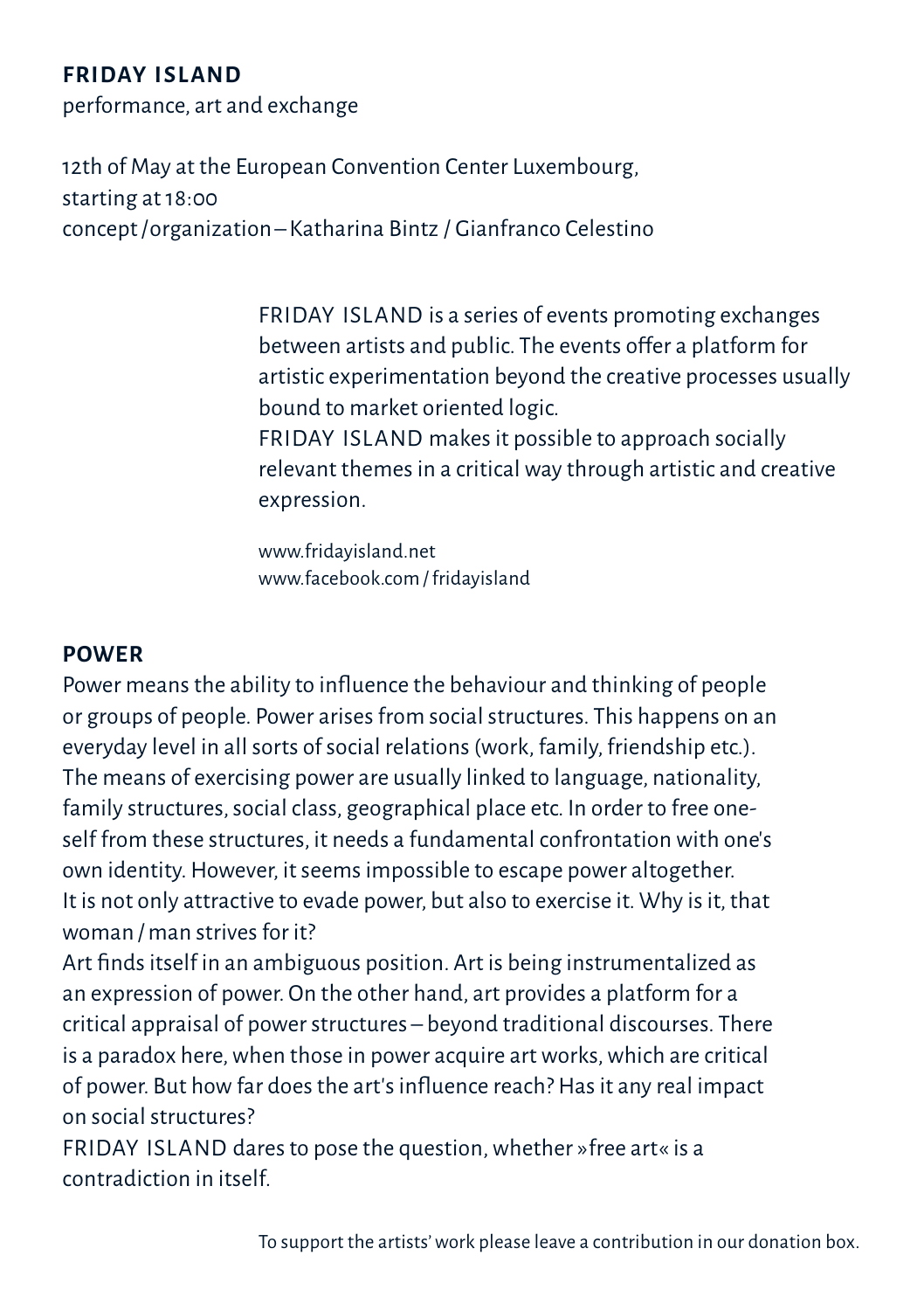## FRIDAY ISLAND

performance, art and exchange

12th of May at the European Convention Center Luxembourg,
starting at 18:00
concept / organization – Katharina Bintz / Gianfranco Celestino

FRIDAY ISLAND is a series of events promoting exchanges between artists and public. The events offer a platform for artistic experimentation beyond the creative processes usually bound to market oriented logic.
FRIDAY ISLAND makes it possible to approach socially relevant themes in a critical way through artistic and creative expression.

www.fridayisland.net
www.facebook.com / fridayisland

## POWER

Power means the ability to influence the behaviour and thinking of people or groups of people. Power arises from social structures. This happens on an everyday level in all sorts of social relations (work, family, friendship etc.). The means of exercising power are usually linked to language, nationality, family structures, social class, geographical place etc. In order to free oneself from these structures, it needs a fundamental confrontation with one's own identity. However, it seems impossible to escape power altogether. It is not only attractive to evade power, but also to exercise it. Why is it, that woman / man strives for it?
Art finds itself in an ambiguous position. Art is being instrumentalized as an expression of power. On the other hand, art provides a platform for a critical appraisal of power structures – beyond traditional discourses. There is a paradox here, when those in power acquire art works, which are critical of power. But how far does the art's influence reach? Has it any real impact on social structures?
FRIDAY ISLAND dares to pose the question, whether »free art« is a contradiction in itself.

To support the artists' work please leave a contribution in our donation box.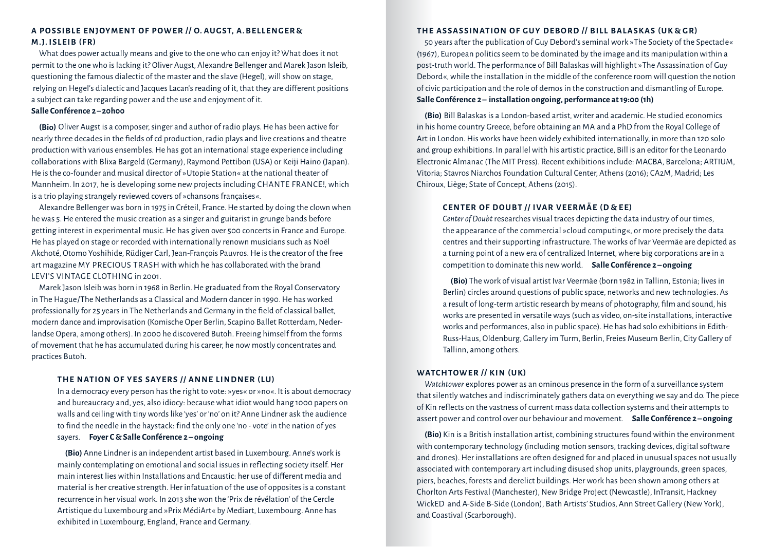### A POSSIBLE ENJOYMENT OF POWER // O. AUGST, A. BELLENGER & M. J. ISLEIB (FR)

What does power actually means and give to the one who can enjoy it? What does it not permit to the one who is lacking it? Oliver Augst, Alexandre Bellenger and Marek Jason Isleib, questioning the famous dialectic of the master and the slave (Hegel), will show on stage, relying on Hegel's dialectic and Jacques Lacan's reading of it, that they are different positions a subject can take regarding power and the use and enjoyment of it.
**Salle Conférence 2 – 20h00**

**(Bio)** Oliver Augst is a composer, singer and author of radio plays. He has been active for nearly three decades in the fields of cd production, radio plays and live creations and theatre production with various ensembles. He has got an international stage experience including collaborations with Blixa Bargeld (Germany), Raymond Pettibon (USA) or Keiji Haino (Japan). He is the co-founder and musical director of »Utopie Station« at the national theater of Mannheim. In 2017, he is developing some new projects including CHANTE FRANCE!, which is a trio playing strangely reviewed covers of »chansons françaises«.

Alexandre Bellenger was born in 1975 in Créteil, France. He started by doing the clown when he was 5. He entered the music creation as a singer and guitarist in grunge bands before getting interest in experimental music. He has given over 500 concerts in France and Europe. He has played on stage or recorded with internationally renown musicians such as Noël Akchoté, Otomo Yoshihide, Rüdiger Carl, Jean-François Pauvros. He is the creator of the free art magazine MY PRECIOUS TRASH with which he has collaborated with the brand LEVI'S VINTAGE CLOTHING in 2001.

Marek Jason Isleib was born in 1968 in Berlin. He graduated from the Royal Conservatory in The Hague/The Netherlands as a Classical and Modern dancer in 1990. He has worked professionally for 25 years in The Netherlands and Germany in the field of classical ballet, modern dance and improvisation (Komische Oper Berlin, Scapino Ballet Rotterdam, Nederlandse Opera, among others). In 2000 he discovered Butoh. Freeing himself from the forms of movement that he has accumulated during his career, he now mostly concentrates and practices Butoh.

### THE NATION OF YES SAYERS // ANNE LINDNER (LU)

In a democracy every person has the right to vote: »yes« or »no«. It is about democracy and bureaucracy and, yes, also idiocy: because what idiot would hang 1000 papers on walls and ceiling with tiny words like 'yes' or 'no' on it? Anne Lindner ask the audience to find the needle in the haystack: find the only one 'no - vote' in the nation of yes sayers. **Foyer C & Salle Conférence 2 – ongoing**

**(Bio)** Anne Lindner is an independent artist based in Luxembourg. Anne's work is mainly contemplating on emotional and social issues in reflecting society itself. Her main interest lies within Installations and Encaustic: her use of different media and material is her creative strength. Her infatuation of the use of opposites is a constant recurrence in her visual work. In 2013 she won the 'Prix de révélation' of the Cercle Artistique du Luxembourg and »Prix MédiArt« by Mediart, Luxembourg. Anne has exhibited in Luxembourg, England, France and Germany.

### THE ASSASSINATION OF GUY DEBORD // BILL BALASKAS (UK & GR)

50 years after the publication of Guy Debord's seminal work »The Society of the Spectacle« (1967), European politics seem to be dominated by the image and its manipulation within a post-truth world. The performance of Bill Balaskas will highlight »The Assassination of Guy Debord«, while the installation in the middle of the conference room will question the notion of civic participation and the role of demos in the construction and dismantling of Europe.
**Salle Conférence 2 – installation ongoing, performance at 19:00 (1h)**

**(Bio)** Bill Balaskas is a London-based artist, writer and academic. He studied economics in his home country Greece, before obtaining an MA and a PhD from the Royal College of Art in London. His works have been widely exhibited internationally, in more than 120 solo and group exhibitions. In parallel with his artistic practice, Bill is an editor for the Leonardo Electronic Almanac (The MIT Press). Recent exhibitions include: MACBA, Barcelona; ARTIUM, Vitoria; Stavros Niarchos Foundation Cultural Center, Athens (2016); CA2M, Madrid; Les Chiroux, Liège; State of Concept, Athens (2015).

### CENTER OF DOUBT // IVAR VEERMÄE (D & EE)

*Center of Doubt* researches visual traces depicting the data industry of our times, the appearance of the commercial »cloud computing«, or more precisely the data centres and their supporting infrastructure. The works of Ivar Veermäe are depicted as a turning point of a new era of centralized Internet, where big corporations are in a competition to dominate this new world. **Salle Conférence 2 – ongoing**

**(Bio)** The work of visual artist Ivar Veermäe (born 1982 in Tallinn, Estonia; lives in Berlin) circles around questions of public space, networks and new technologies. As a result of long-term artistic research by means of photography, film and sound, his works are presented in versatile ways (such as video, on-site installations, interactive works and performances, also in public space). He has had solo exhibitions in Edith-Russ-Haus, Oldenburg, Gallery im Turm, Berlin, Freies Museum Berlin, City Gallery of Tallinn, among others.

### WATCHTOWER // KIN (UK)

*Watchtower* explores power as an ominous presence in the form of a surveillance system that silently watches and indiscriminately gathers data on everything we say and do. The piece of Kin reflects on the vastness of current mass data collection systems and their attempts to assert power and control over our behaviour and movement. **Salle Conférence 2 – ongoing**

**(Bio)** Kin is a British installation artist, combining structures found within the environment with contemporary technology (including motion sensors, tracking devices, digital software and drones). Her installations are often designed for and placed in unusual spaces not usually associated with contemporary art including disused shop units, playgrounds, green spaces, piers, beaches, forests and derelict buildings. Her work has been shown among others at Chorlton Arts Festival (Manchester), New Bridge Project (Newcastle), InTransit, Hackney WickED and A-Side B-Side (London), Bath Artists' Studios, Ann Street Gallery (New York), and Coastival (Scarborough).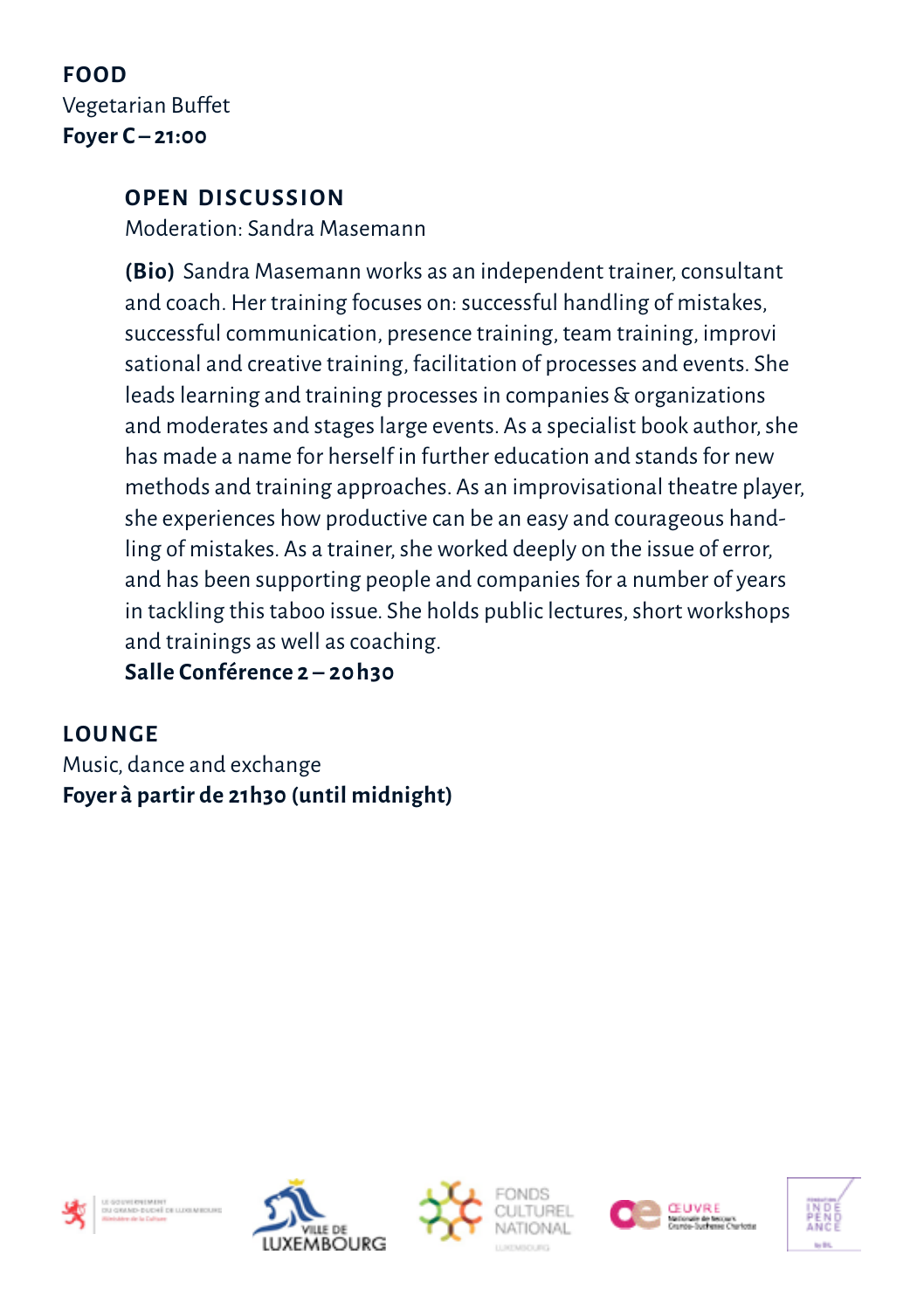## FOOD

Vegetarian Buffet

**Foyer C – 21:00**

### OPEN DISCUSSION

Moderation: Sandra Masemann

**(Bio)** Sandra Masemann works as an independent trainer, consultant and coach. Her training focuses on: successful handling of mistakes, successful communication, presence training, team training, improvisational and creative training, facilitation of processes and events. She leads learning and training processes in companies & organizations and moderates and stages large events. As a specialist book author, she has made a name for herself in further education and stands for new methods and training approaches. As an improvisational theatre player, she experiences how productive can be an easy and courageous handling of mistakes. As a trainer, she worked deeply on the issue of error, and has been supporting people and companies for a number of years in tackling this taboo issue. She holds public lectures, short workshops and trainings as well as coaching.

**Salle Conférence 2 – 20h30**

## LOUNGE

Music, dance and exchange

**Foyer à partir de 21h30 (until midnight)**